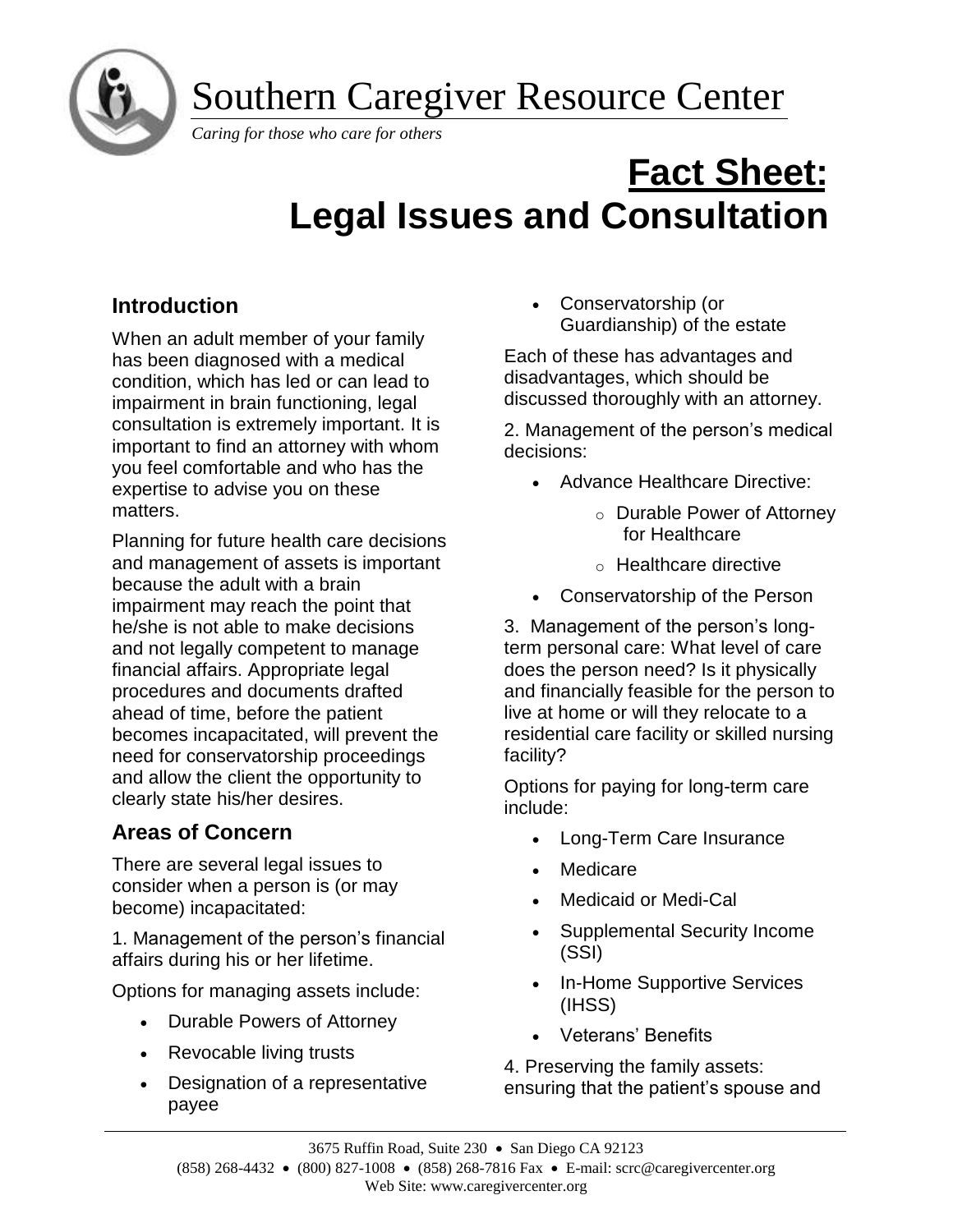# Southern Caregiver Resource Center

*Caring for those who care for others*

# Fact Sheet: Legal Issues and Consultation

## Introduction

When an adult member of your family has been diagnosed with a medical condition, which has led or can lead to impairment in brain functioning, legal consultation is extremely important. It is important to find an attorney with whom you feel comfortable and who has the expertise to advise you on these matters.

Planning for future health care decisions and management of assets is important because the adult with a brain impairment may reach the point that he/she is not able to make decisions and not legally competent to manage financial affairs. Appropriate legal procedures and documents drafted ahead of time, before the patient becomes incapacitated, will prevent the need for conservatorship proceedings and allow the client the opportunity to clearly state his/her desires.

## Areas of Concern

There are several legal issues to consider when a person is (or may become) incapacitated:

1. Management of the person's financial affairs during his or her lifetime.

Options for managing assets include:

- Durable Powers of Attorney
- Revocable living trusts
- Designation of a representative payee
- Conservatorship (or Guardianship) of the estate

Each of these has advantages and disadvantages, which should be discussed thoroughly with an attorney.

2. Management of the person's medical decisions:

- Advance Healthcare Directive:
  - Durable Power of Attorney for Healthcare
  - Healthcare directive
- Conservatorship of the Person

3. Management of the person's long-term personal care: What level of care does the person need? Is it physically and financially feasible for the person to live at home or will they relocate to a residential care facility or skilled nursing facility?

Options for paying for long-term care include:

- Long-Term Care Insurance
- Medicare
- Medicaid or Medi-Cal
- Supplemental Security Income (SSI)
- In-Home Supportive Services (IHSS)
- Veterans' Benefits

4. Preserving the family assets: ensuring that the patient's spouse and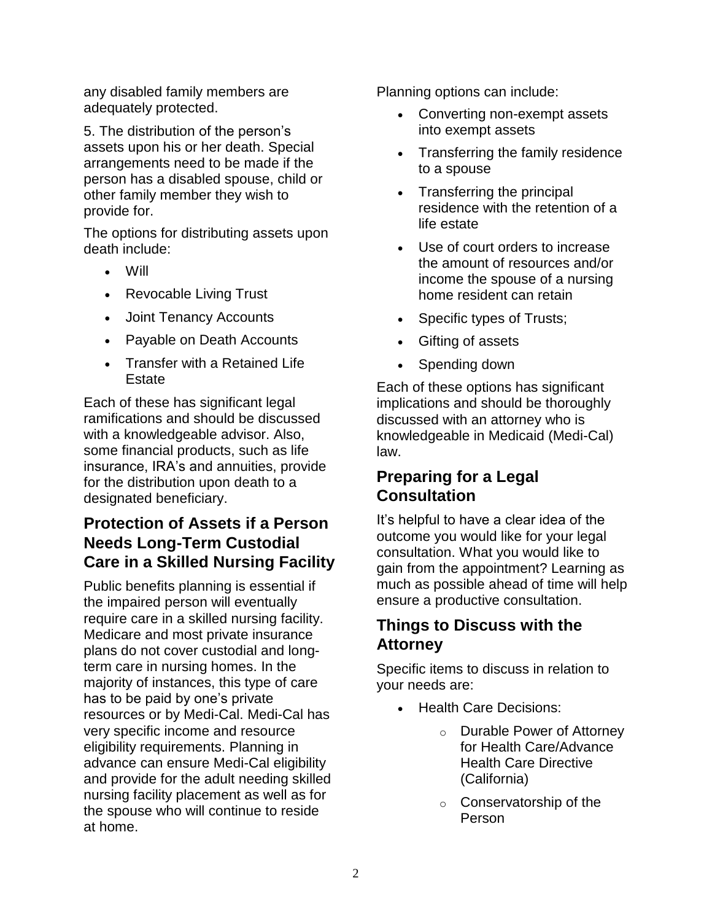any disabled family members are adequately protected.

5. The distribution of the person's assets upon his or her death. Special arrangements need to be made if the person has a disabled spouse, child or other family member they wish to provide for.

The options for distributing assets upon death include:

- Will
- Revocable Living Trust
- Joint Tenancy Accounts
- Payable on Death Accounts
- Transfer with a Retained Life Estate

Each of these has significant legal ramifications and should be discussed with a knowledgeable advisor. Also, some financial products, such as life insurance, IRA's and annuities, provide for the distribution upon death to a designated beneficiary.

## Protection of Assets if a Person Needs Long-Term Custodial Care in a Skilled Nursing Facility

Public benefits planning is essential if the impaired person will eventually require care in a skilled nursing facility. Medicare and most private insurance plans do not cover custodial and long-term care in nursing homes. In the majority of instances, this type of care has to be paid by one's private resources or by Medi-Cal. Medi-Cal has very specific income and resource eligibility requirements. Planning in advance can ensure Medi-Cal eligibility and provide for the adult needing skilled nursing facility placement as well as for the spouse who will continue to reside at home.

Planning options can include:

- Converting non-exempt assets into exempt assets
- Transferring the family residence to a spouse
- Transferring the principal residence with the retention of a life estate
- Use of court orders to increase the amount of resources and/or income the spouse of a nursing home resident can retain
- Specific types of Trusts;
- Gifting of assets
- Spending down

Each of these options has significant implications and should be thoroughly discussed with an attorney who is knowledgeable in Medicaid (Medi-Cal) law.

## Preparing for a Legal Consultation

It's helpful to have a clear idea of the outcome you would like for your legal consultation. What you would like to gain from the appointment? Learning as much as possible ahead of time will help ensure a productive consultation.

## Things to Discuss with the Attorney

Specific items to discuss in relation to your needs are:

- Health Care Decisions:
  - Durable Power of Attorney for Health Care/Advance Health Care Directive (California)
  - Conservatorship of the Person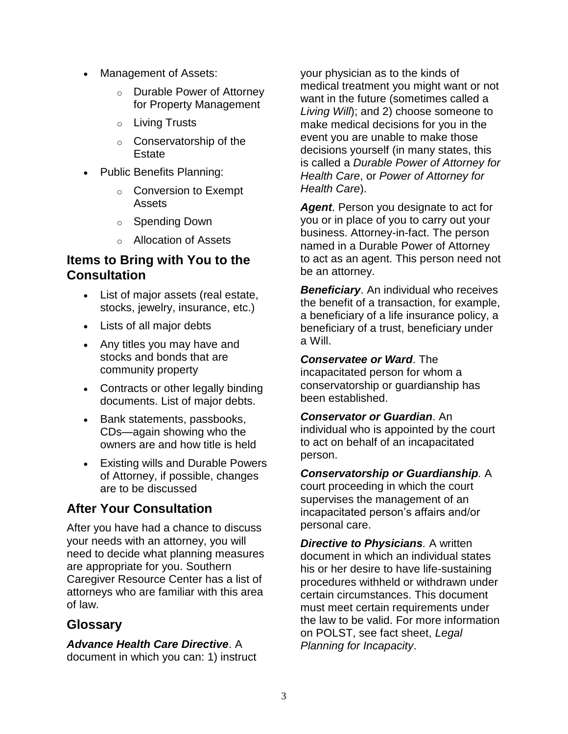- Management of Assets:
  - Durable Power of Attorney for Property Management
  - Living Trusts
  - Conservatorship of the Estate
- Public Benefits Planning:
  - Conversion to Exempt Assets
  - Spending Down
  - Allocation of Assets

## Items to Bring with You to the Consultation

- List of major assets (real estate, stocks, jewelry, insurance, etc.)
- Lists of all major debts
- Any titles you may have and stocks and bonds that are community property
- Contracts or other legally binding documents. List of major debts.
- Bank statements, passbooks, CDs—again showing who the owners are and how title is held
- Existing wills and Durable Powers of Attorney, if possible, changes are to be discussed

## After Your Consultation

After you have had a chance to discuss your needs with an attorney, you will need to decide what planning measures are appropriate for you. Southern Caregiver Resource Center has a list of attorneys who are familiar with this area of law.

## Glossary

***Advance Health Care Directive***. A document in which you can: 1) instruct your physician as to the kinds of medical treatment you might want or not want in the future (sometimes called a *Living Will*); and 2) choose someone to make medical decisions for you in the event you are unable to make those decisions yourself (in many states, this is called a *Durable Power of Attorney for Health Care*, or *Power of Attorney for Health Care*).

***Agent***. Person you designate to act for you or in place of you to carry out your business. Attorney-in-fact. The person named in a Durable Power of Attorney to act as an agent. This person need not be an attorney.

***Beneficiary***. An individual who receives the benefit of a transaction, for example, a beneficiary of a life insurance policy, a beneficiary of a trust, beneficiary under a Will.

***Conservatee or Ward***. The incapacitated person for whom a conservatorship or guardianship has been established.

***Conservator or Guardian***. An individual who is appointed by the court to act on behalf of an incapacitated person.

***Conservatorship or Guardianship****.* A court proceeding in which the court supervises the management of an incapacitated person's affairs and/or personal care.

***Directive to Physicians****.* A written document in which an individual states his or her desire to have life-sustaining procedures withheld or withdrawn under certain circumstances. This document must meet certain requirements under the law to be valid. For more information on POLST, see fact sheet, *Legal Planning for Incapacity*.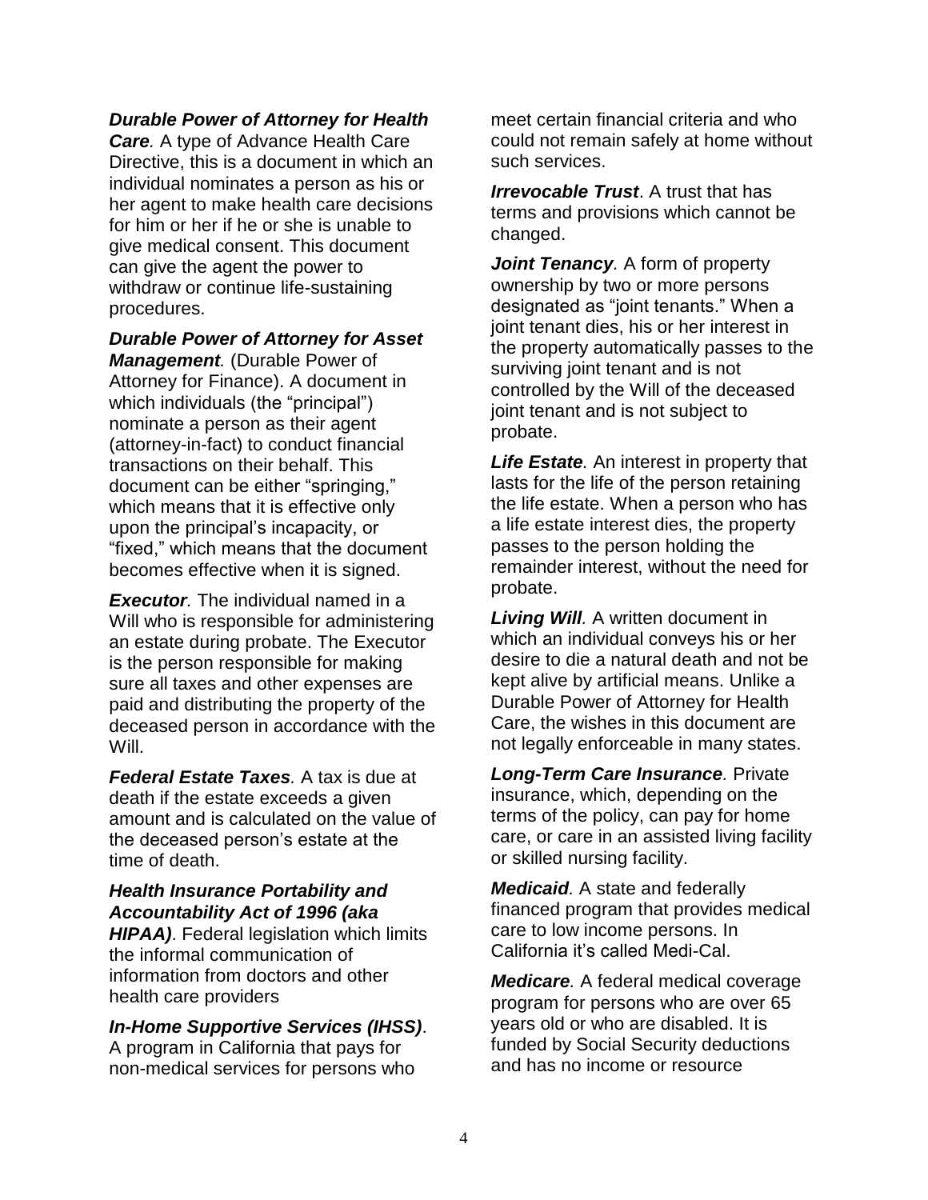***Durable Power of Attorney for Health Care****.* A type of Advance Health Care Directive, this is a document in which an individual nominates a person as his or her agent to make health care decisions for him or her if he or she is unable to give medical consent. This document can give the agent the power to withdraw or continue life-sustaining procedures.

***Durable Power of Attorney for Asset Management****.* (Durable Power of Attorney for Finance). A document in which individuals (the "principal") nominate a person as their agent (attorney-in-fact) to conduct financial transactions on their behalf. This document can be either "springing," which means that it is effective only upon the principal's incapacity, or "fixed," which means that the document becomes effective when it is signed.

***Executor****.* The individual named in a Will who is responsible for administering an estate during probate. The Executor is the person responsible for making sure all taxes and other expenses are paid and distributing the property of the deceased person in accordance with the Will.

***Federal Estate Taxes****.* A tax is due at death if the estate exceeds a given amount and is calculated on the value of the deceased person's estate at the time of death.

***Health Insurance Portability and Accountability Act of 1996 (aka HIPAA)***. Federal legislation which limits the informal communication of information from doctors and other health care providers

***In-Home Supportive Services (IHSS)***. A program in California that pays for non-medical services for persons who meet certain financial criteria and who could not remain safely at home without such services.

***Irrevocable Trust***. A trust that has terms and provisions which cannot be changed.

***Joint Tenancy****.* A form of property ownership by two or more persons designated as "joint tenants." When a joint tenant dies, his or her interest in the property automatically passes to the surviving joint tenant and is not controlled by the Will of the deceased joint tenant and is not subject to probate.

***Life Estate****.* An interest in property that lasts for the life of the person retaining the life estate. When a person who has a life estate interest dies, the property passes to the person holding the remainder interest, without the need for probate.

***Living Will****.* A written document in which an individual conveys his or her desire to die a natural death and not be kept alive by artificial means. Unlike a Durable Power of Attorney for Health Care, the wishes in this document are not legally enforceable in many states.

***Long-Term Care Insurance****.* Private insurance, which, depending on the terms of the policy, can pay for home care, or care in an assisted living facility or skilled nursing facility.

***Medicaid****.* A state and federally financed program that provides medical care to low income persons. In California it's called Medi-Cal.

***Medicare****.* A federal medical coverage program for persons who are over 65 years old or who are disabled. It is funded by Social Security deductions and has no income or resource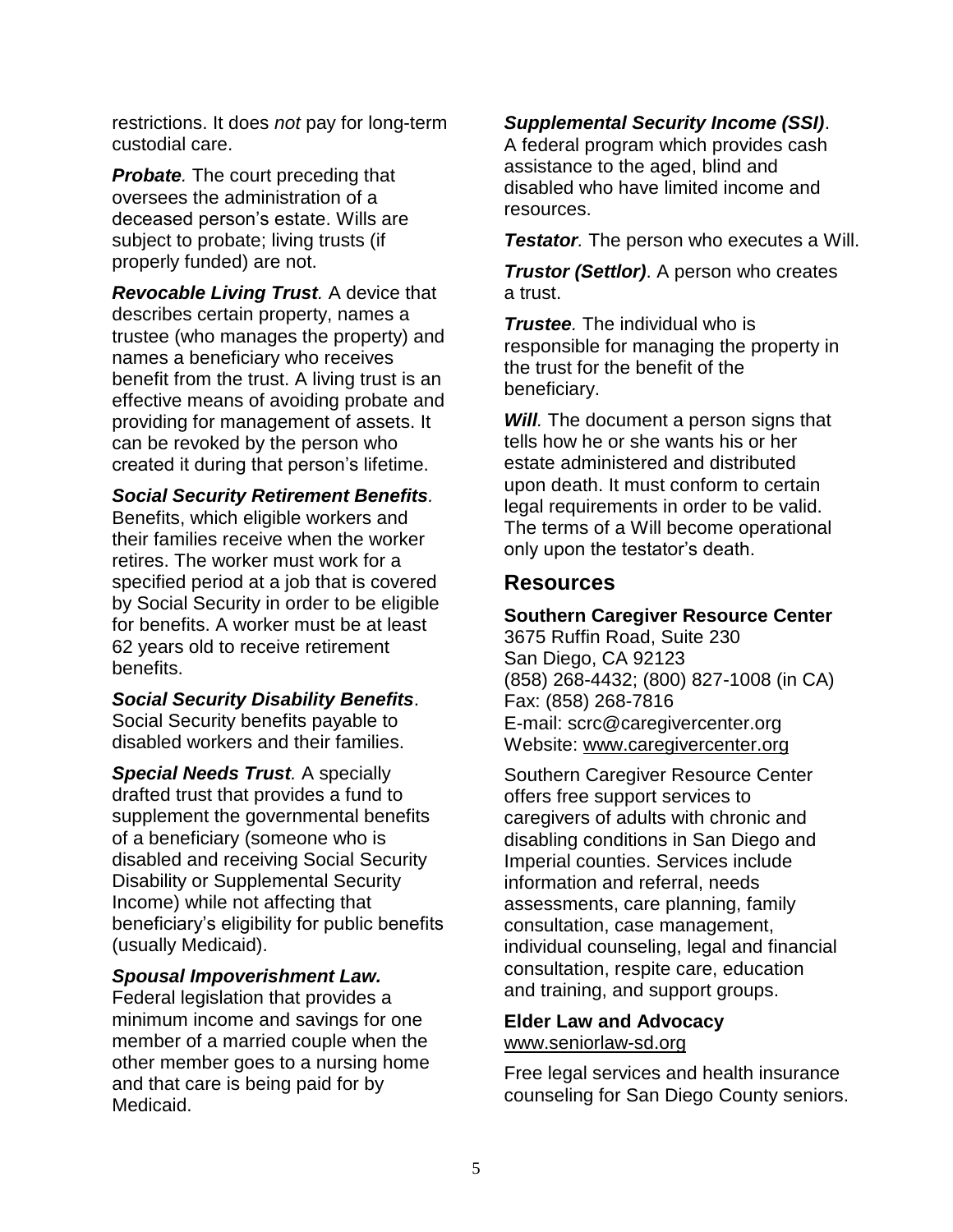restrictions. It does *not* pay for long-term custodial care.

***Probate.*** The court preceding that oversees the administration of a deceased person's estate. Wills are subject to probate; living trusts (if properly funded) are not.

***Revocable Living Trust.*** A device that describes certain property, names a trustee (who manages the property) and names a beneficiary who receives benefit from the trust. A living trust is an effective means of avoiding probate and providing for management of assets. It can be revoked by the person who created it during that person's lifetime.

***Social Security Retirement Benefits.*** Benefits, which eligible workers and their families receive when the worker retires. The worker must work for a specified period at a job that is covered by Social Security in order to be eligible for benefits. A worker must be at least 62 years old to receive retirement benefits.

***Social Security Disability Benefits***. Social Security benefits payable to disabled workers and their families.

***Special Needs Trust.*** A specially drafted trust that provides a fund to supplement the governmental benefits of a beneficiary (someone who is disabled and receiving Social Security Disability or Supplemental Security Income) while not affecting that beneficiary's eligibility for public benefits (usually Medicaid).

***Spousal Impoverishment Law.*** Federal legislation that provides a minimum income and savings for one member of a married couple when the other member goes to a nursing home and that care is being paid for by Medicaid.

***Supplemental Security Income (SSI)***. A federal program which provides cash assistance to the aged, blind and disabled who have limited income and resources.

***Testator.*** The person who executes a Will.

***Trustor (Settlor)***. A person who creates a trust.

***Trustee.*** The individual who is responsible for managing the property in the trust for the benefit of the beneficiary.

***Will.*** The document a person signs that tells how he or she wants his or her estate administered and distributed upon death. It must conform to certain legal requirements in order to be valid. The terms of a Will become operational only upon the testator's death.

## Resources

**Southern Caregiver Resource Center**
3675 Ruffin Road, Suite 230
San Diego, CA 92123
(858) 268-4432; (800) 827-1008 (in CA)
Fax: (858) 268-7816
E-mail: scrc@caregivercenter.org
Website: www.caregivercenter.org

Southern Caregiver Resource Center offers free support services to caregivers of adults with chronic and disabling conditions in San Diego and Imperial counties. Services include information and referral, needs assessments, care planning, family consultation, case management, individual counseling, legal and financial consultation, respite care, education and training, and support groups.

**Elder Law and Advocacy**
www.seniorlaw-sd.org

Free legal services and health insurance counseling for San Diego County seniors.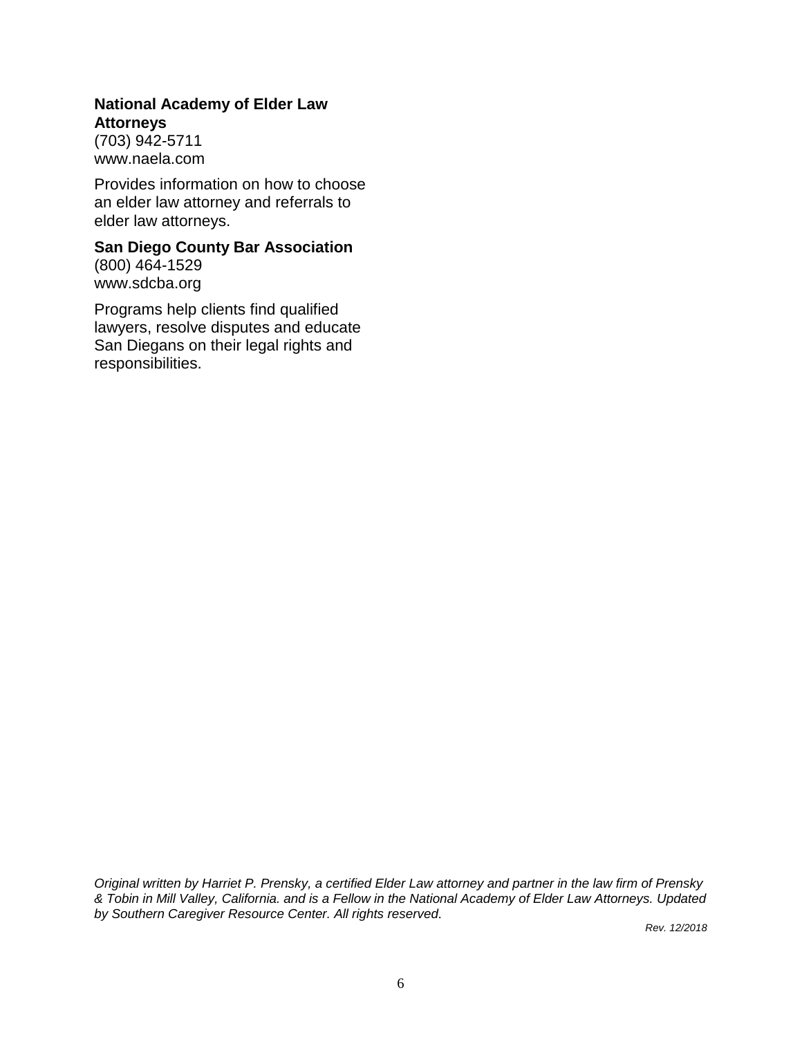**National Academy of Elder Law Attorneys**
(703) 942-5711
www.naela.com

Provides information on how to choose an elder law attorney and referrals to elder law attorneys.

**San Diego County Bar Association**
(800) 464-1529
www.sdcba.org

Programs help clients find qualified lawyers, resolve disputes and educate San Diegans on their legal rights and responsibilities.

*Original written by Harriet P. Prensky, a certified Elder Law attorney and partner in the law firm of Prensky & Tobin in Mill Valley, California. and is a Fellow in the National Academy of Elder Law Attorneys. Updated by Southern Caregiver Resource Center. All rights reserved.*

*Rev. 12/2018*